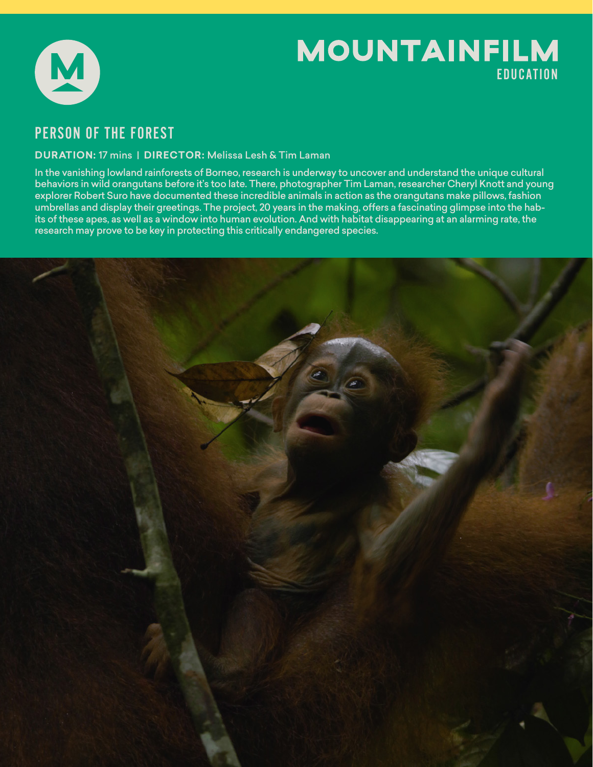# MOUNTAINFILM EDUCATION

## PERSON OF THE FOREST

**DURATION:** 17 mins | **DIRECTOR:** Melissa Lesh & Tim Laman

In the vanishing lowland rainforests of Borneo, research is underway to uncover and understand the unique cultural behaviors in wild orangutans before it's too late. There, photographer Tim Laman, researcher Cheryl Knott and young explorer Robert Suro have documented these incredible animals in action as the orangutans make pillows, fashion umbrellas and display their greetings. The project, 20 years in the making, offers a fascinating glimpse into the habits of these apes, as well as a window into human evolution. And with habitat disappearing at an alarming rate, the research may prove to be key in protecting this critically endangered species.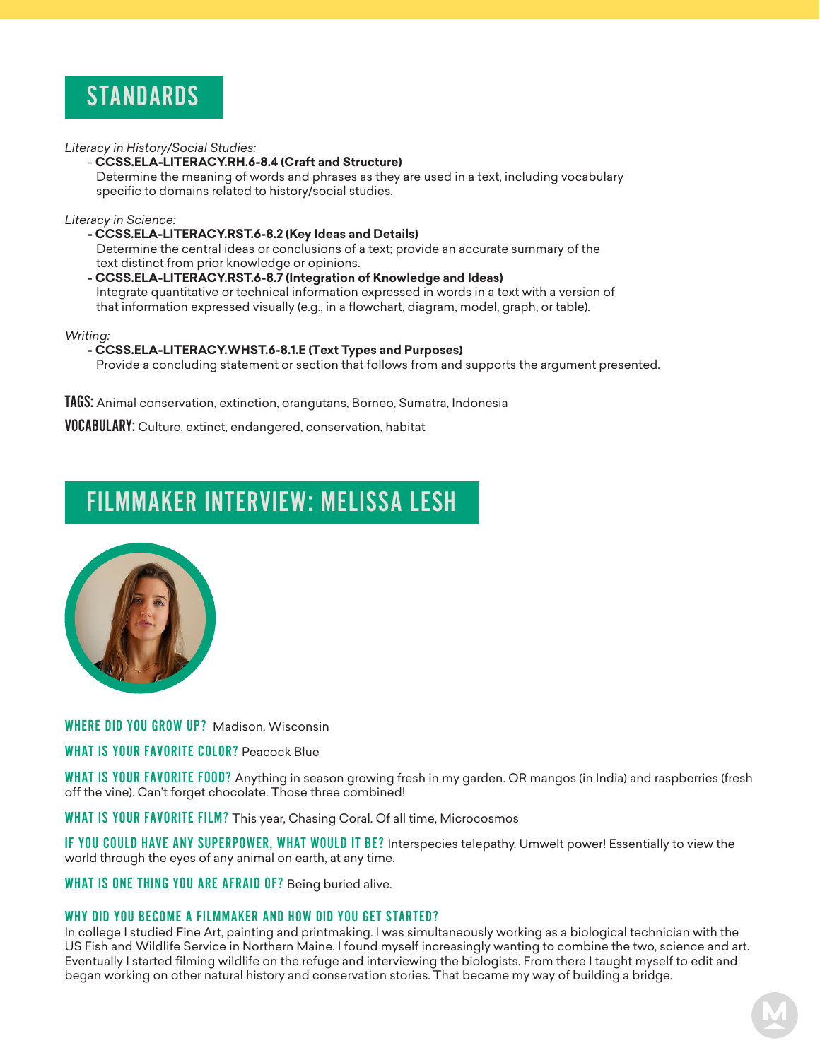## STANDARDS

*Literacy in History/Social Studies:*

- **CCSS.ELA-LITERACY.RH.6-8.4 (Craft and Structure)**
  Determine the meaning of words and phrases as they are used in a text, including vocabulary specific to domains related to history/social studies.

*Literacy in Science:*

- **CCSS.ELA-LITERACY.RST.6-8.2 (Key Ideas and Details)**
  Determine the central ideas or conclusions of a text; provide an accurate summary of the text distinct from prior knowledge or opinions.
- **CCSS.ELA-LITERACY.RST.6-8.7 (Integration of Knowledge and Ideas)**
  Integrate quantitative or technical information expressed in words in a text with a version of that information expressed visually (e.g., in a flowchart, diagram, model, graph, or table).

*Writing:*

- **CCSS.ELA-LITERACY.WHST.6-8.1.E (Text Types and Purposes)**
  Provide a concluding statement or section that follows from and supports the argument presented.

**TAGS:** Animal conservation, extinction, orangutans, Borneo, Sumatra, Indonesia

**VOCABULARY:** Culture, extinct, endangered, conservation, habitat

## FILMMAKER INTERVIEW: MELISSA LESH

**WHERE DID YOU GROW UP?** Madison, Wisconsin

**WHAT IS YOUR FAVORITE COLOR?** Peacock Blue

**WHAT IS YOUR FAVORITE FOOD?** Anything in season growing fresh in my garden. OR mangos (in India) and raspberries (fresh off the vine). Can't forget chocolate. Those three combined!

**WHAT IS YOUR FAVORITE FILM?** This year, Chasing Coral. Of all time, Microcosmos

**IF YOU COULD HAVE ANY SUPERPOWER, WHAT WOULD IT BE?** Interspecies telepathy. Umwelt power! Essentially to view the world through the eyes of any animal on earth, at any time.

**WHAT IS ONE THING YOU ARE AFRAID OF?** Being buried alive.

**WHY DID YOU BECOME A FILMMAKER AND HOW DID YOU GET STARTED?**

In college I studied Fine Art, painting and printmaking. I was simultaneously working as a biological technician with the US Fish and Wildlife Service in Northern Maine. I found myself increasingly wanting to combine the two, science and art. Eventually I started filming wildlife on the refuge and interviewing the biologists. From there I taught myself to edit and began working on other natural history and conservation stories. That became my way of building a bridge.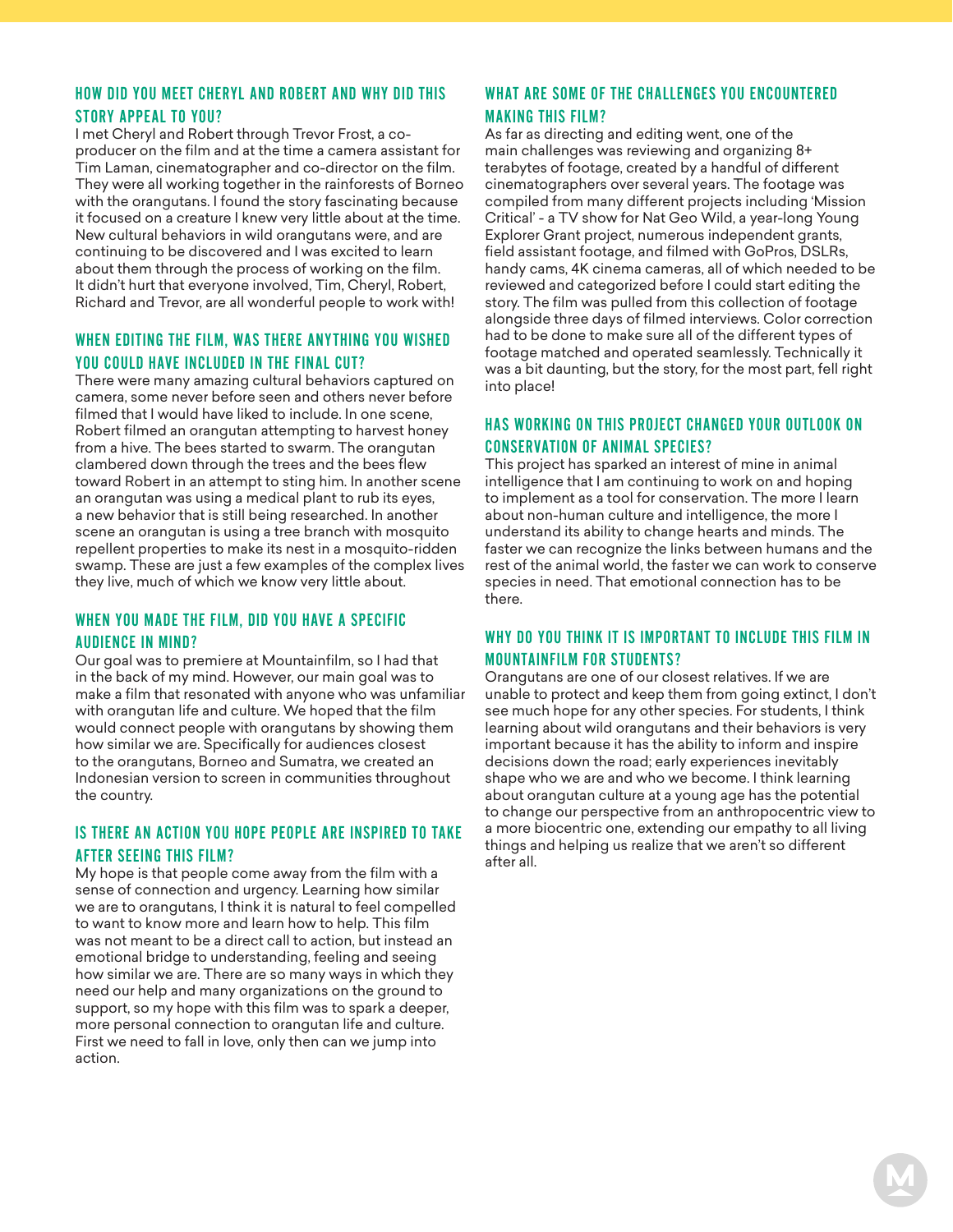### HOW DID YOU MEET CHERYL AND ROBERT AND WHY DID THIS STORY APPEAL TO YOU?

I met Cheryl and Robert through Trevor Frost, a co-producer on the film and at the time a camera assistant for Tim Laman, cinematographer and co-director on the film. They were all working together in the rainforests of Borneo with the orangutans. I found the story fascinating because it focused on a creature I knew very little about at the time. New cultural behaviors in wild orangutans were, and are continuing to be discovered and I was excited to learn about them through the process of working on the film. It didn't hurt that everyone involved, Tim, Cheryl, Robert, Richard and Trevor, are all wonderful people to work with!

### WHEN EDITING THE FILM, WAS THERE ANYTHING YOU WISHED YOU COULD HAVE INCLUDED IN THE FINAL CUT?

There were many amazing cultural behaviors captured on camera, some never before seen and others never before filmed that I would have liked to include. In one scene, Robert filmed an orangutan attempting to harvest honey from a hive. The bees started to swarm. The orangutan clambered down through the trees and the bees flew toward Robert in an attempt to sting him. In another scene an orangutan was using a medical plant to rub its eyes, a new behavior that is still being researched. In another scene an orangutan is using a tree branch with mosquito repellent properties to make its nest in a mosquito-ridden swamp. These are just a few examples of the complex lives they live, much of which we know very little about.

### WHEN YOU MADE THE FILM, DID YOU HAVE A SPECIFIC AUDIENCE IN MIND?

Our goal was to premiere at Mountainfilm, so I had that in the back of my mind. However, our main goal was to make a film that resonated with anyone who was unfamiliar with orangutan life and culture. We hoped that the film would connect people with orangutans by showing them how similar we are. Specifically for audiences closest to the orangutans, Borneo and Sumatra, we created an Indonesian version to screen in communities throughout the country.

### IS THERE AN ACTION YOU HOPE PEOPLE ARE INSPIRED TO TAKE AFTER SEEING THIS FILM?

My hope is that people come away from the film with a sense of connection and urgency. Learning how similar we are to orangutans, I think it is natural to feel compelled to want to know more and learn how to help. This film was not meant to be a direct call to action, but instead an emotional bridge to understanding, feeling and seeing how similar we are. There are so many ways in which they need our help and many organizations on the ground to support, so my hope with this film was to spark a deeper, more personal connection to orangutan life and culture. First we need to fall in love, only then can we jump into action.

### WHAT ARE SOME OF THE CHALLENGES YOU ENCOUNTERED MAKING THIS FILM?

As far as directing and editing went, one of the main challenges was reviewing and organizing 8+ terabytes of footage, created by a handful of different cinematographers over several years. The footage was compiled from many different projects including 'Mission Critical' - a TV show for Nat Geo Wild, a year-long Young Explorer Grant project, numerous independent grants, field assistant footage, and filmed with GoPros, DSLRs, handy cams, 4K cinema cameras, all of which needed to be reviewed and categorized before I could start editing the story. The film was pulled from this collection of footage alongside three days of filmed interviews. Color correction had to be done to make sure all of the different types of footage matched and operated seamlessly. Technically it was a bit daunting, but the story, for the most part, fell right into place!

### HAS WORKING ON THIS PROJECT CHANGED YOUR OUTLOOK ON CONSERVATION OF ANIMAL SPECIES?

This project has sparked an interest of mine in animal intelligence that I am continuing to work on and hoping to implement as a tool for conservation. The more I learn about non-human culture and intelligence, the more I understand its ability to change hearts and minds. The faster we can recognize the links between humans and the rest of the animal world, the faster we can work to conserve species in need. That emotional connection has to be there.

### WHY DO YOU THINK IT IS IMPORTANT TO INCLUDE THIS FILM IN MOUNTAINFILM FOR STUDENTS?

Orangutans are one of our closest relatives. If we are unable to protect and keep them from going extinct, I don't see much hope for any other species. For students, I think learning about wild orangutans and their behaviors is very important because it has the ability to inform and inspire decisions down the road; early experiences inevitably shape who we are and who we become. I think learning about orangutan culture at a young age has the potential to change our perspective from an anthropocentric view to a more biocentric one, extending our empathy to all living things and helping us realize that we aren't so different after all.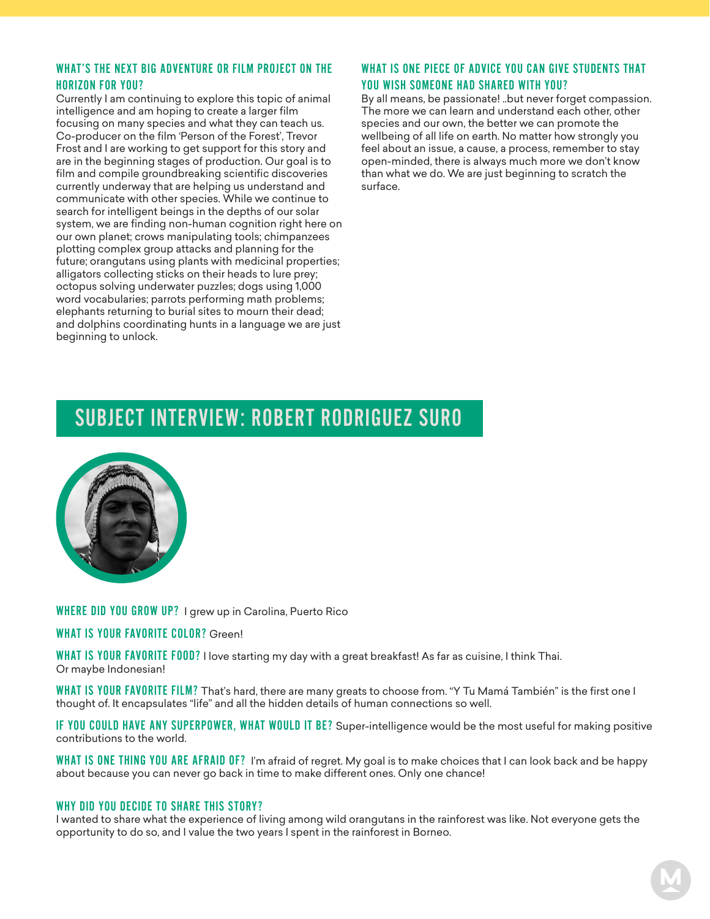### WHAT'S THE NEXT BIG ADVENTURE OR FILM PROJECT ON THE HORIZON FOR YOU?

Currently I am continuing to explore this topic of animal intelligence and am hoping to create a larger film focusing on many species and what they can teach us. Co-producer on the film 'Person of the Forest', Trevor Frost and I are working to get support for this story and are in the beginning stages of production. Our goal is to film and compile groundbreaking scientific discoveries currently underway that are helping us understand and communicate with other species. While we continue to search for intelligent beings in the depths of our solar system, we are finding non-human cognition right here on our own planet; crows manipulating tools; chimpanzees plotting complex group attacks and planning for the future; orangutans using plants with medicinal properties; alligators collecting sticks on their heads to lure prey; octopus solving underwater puzzles; dogs using 1,000 word vocabularies; parrots performing math problems; elephants returning to burial sites to mourn their dead; and dolphins coordinating hunts in a language we are just beginning to unlock.

### WHAT IS ONE PIECE OF ADVICE YOU CAN GIVE STUDENTS THAT YOU WISH SOMEONE HAD SHARED WITH YOU?

By all means, be passionate! ..but never forget compassion. The more we can learn and understand each other, other species and our own, the better we can promote the wellbeing of all life on earth. No matter how strongly you feel about an issue, a cause, a process, remember to stay open-minded, there is always much more we don't know than what we do. We are just beginning to scratch the surface.

## SUBJECT INTERVIEW: ROBERT RODRIGUEZ SURO

**WHERE DID YOU GROW UP?** I grew up in Carolina, Puerto Rico

**WHAT IS YOUR FAVORITE COLOR?** Green!

**WHAT IS YOUR FAVORITE FOOD?** I love starting my day with a great breakfast! As far as cuisine, I think Thai. Or maybe Indonesian!

**WHAT IS YOUR FAVORITE FILM?** That's hard, there are many greats to choose from. "Y Tu Mamá También" is the first one I thought of. It encapsulates "life" and all the hidden details of human connections so well.

**IF YOU COULD HAVE ANY SUPERPOWER, WHAT WOULD IT BE?** Super-intelligence would be the most useful for making positive contributions to the world.

**WHAT IS ONE THING YOU ARE AFRAID OF?** I'm afraid of regret. My goal is to make choices that I can look back and be happy about because you can never go back in time to make different ones. Only one chance!

### WHY DID YOU DECIDE TO SHARE THIS STORY?

I wanted to share what the experience of living among wild orangutans in the rainforest was like. Not everyone gets the opportunity to do so, and I value the two years I spent in the rainforest in Borneo.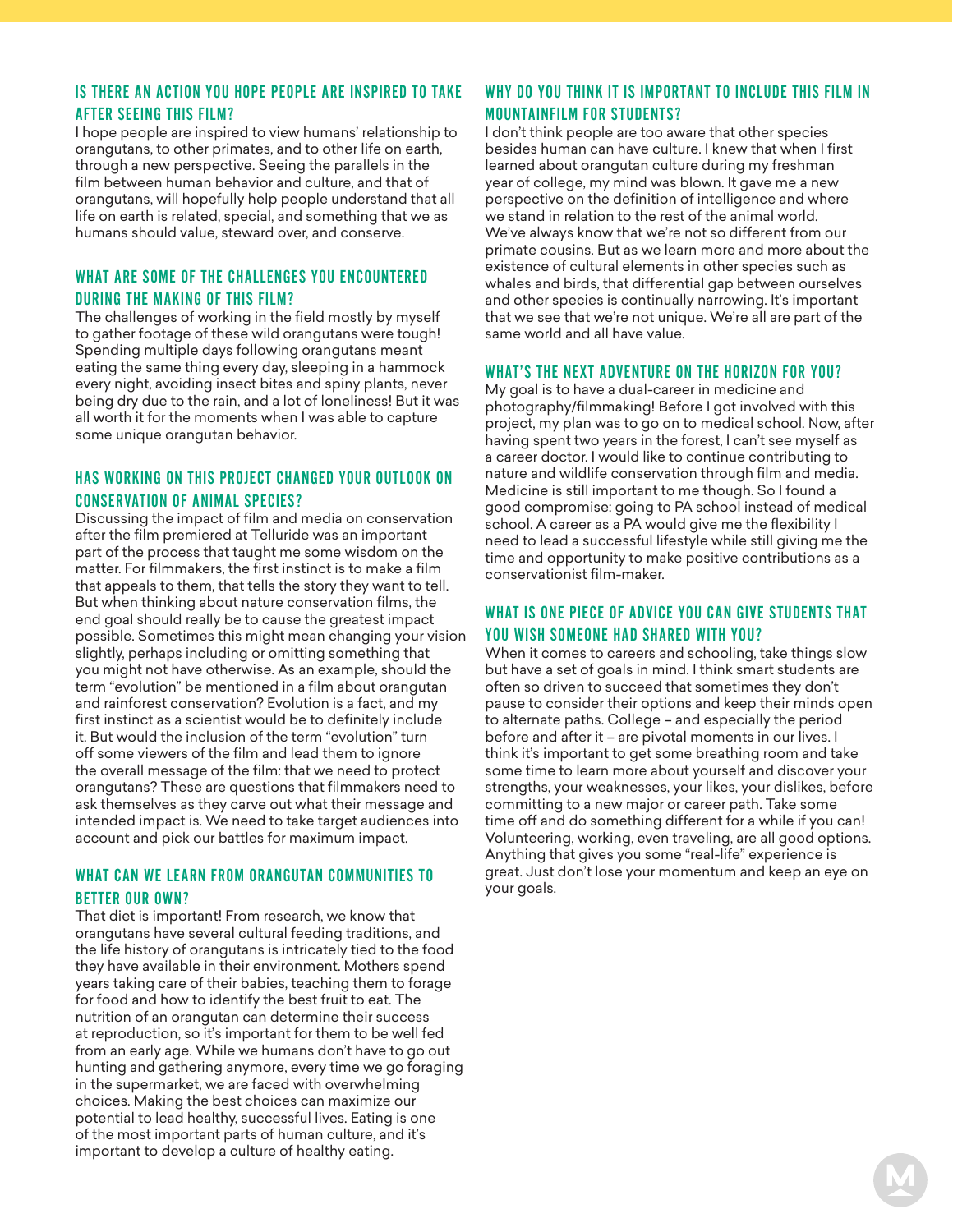## IS THERE AN ACTION YOU HOPE PEOPLE ARE INSPIRED TO TAKE AFTER SEEING THIS FILM?

I hope people are inspired to view humans' relationship to orangutans, to other primates, and to other life on earth, through a new perspective. Seeing the parallels in the film between human behavior and culture, and that of orangutans, will hopefully help people understand that all life on earth is related, special, and something that we as humans should value, steward over, and conserve.

## WHAT ARE SOME OF THE CHALLENGES YOU ENCOUNTERED DURING THE MAKING OF THIS FILM?

The challenges of working in the field mostly by myself to gather footage of these wild orangutans were tough! Spending multiple days following orangutans meant eating the same thing every day, sleeping in a hammock every night, avoiding insect bites and spiny plants, never being dry due to the rain, and a lot of loneliness! But it was all worth it for the moments when I was able to capture some unique orangutan behavior.

## HAS WORKING ON THIS PROJECT CHANGED YOUR OUTLOOK ON CONSERVATION OF ANIMAL SPECIES?

Discussing the impact of film and media on conservation after the film premiered at Telluride was an important part of the process that taught me some wisdom on the matter. For filmmakers, the first instinct is to make a film that appeals to them, that tells the story they want to tell. But when thinking about nature conservation films, the end goal should really be to cause the greatest impact possible. Sometimes this might mean changing your vision slightly, perhaps including or omitting something that you might not have otherwise. As an example, should the term "evolution" be mentioned in a film about orangutan and rainforest conservation? Evolution is a fact, and my first instinct as a scientist would be to definitely include it. But would the inclusion of the term "evolution" turn off some viewers of the film and lead them to ignore the overall message of the film: that we need to protect orangutans? These are questions that filmmakers need to ask themselves as they carve out what their message and intended impact is. We need to take target audiences into account and pick our battles for maximum impact.

## WHAT CAN WE LEARN FROM ORANGUTAN COMMUNITIES TO BETTER OUR OWN?

That diet is important! From research, we know that orangutans have several cultural feeding traditions, and the life history of orangutans is intricately tied to the food they have available in their environment. Mothers spend years taking care of their babies, teaching them to forage for food and how to identify the best fruit to eat. The nutrition of an orangutan can determine their success at reproduction, so it's important for them to be well fed from an early age. While we humans don't have to go out hunting and gathering anymore, every time we go foraging in the supermarket, we are faced with overwhelming choices. Making the best choices can maximize our potential to lead healthy, successful lives. Eating is one of the most important parts of human culture, and it's important to develop a culture of healthy eating.

## WHY DO YOU THINK IT IS IMPORTANT TO INCLUDE THIS FILM IN MOUNTAINFILM FOR STUDENTS?

I don't think people are too aware that other species besides human can have culture. I knew that when I first learned about orangutan culture during my freshman year of college, my mind was blown. It gave me a new perspective on the definition of intelligence and where we stand in relation to the rest of the animal world. We've always know that we're not so different from our primate cousins. But as we learn more and more about the existence of cultural elements in other species such as whales and birds, that differential gap between ourselves and other species is continually narrowing. It's important that we see that we're not unique. We're all are part of the same world and all have value.

## WHAT'S THE NEXT ADVENTURE ON THE HORIZON FOR YOU?

My goal is to have a dual-career in medicine and photography/filmmaking! Before I got involved with this project, my plan was to go on to medical school. Now, after having spent two years in the forest, I can't see myself as a career doctor. I would like to continue contributing to nature and wildlife conservation through film and media. Medicine is still important to me though. So I found a good compromise: going to PA school instead of medical school. A career as a PA would give me the flexibility I need to lead a successful lifestyle while still giving me the time and opportunity to make positive contributions as a conservationist film-maker.

## WHAT IS ONE PIECE OF ADVICE YOU CAN GIVE STUDENTS THAT YOU WISH SOMEONE HAD SHARED WITH YOU?

When it comes to careers and schooling, take things slow but have a set of goals in mind. I think smart students are often so driven to succeed that sometimes they don't pause to consider their options and keep their minds open to alternate paths. College – and especially the period before and after it – are pivotal moments in our lives. I think it's important to get some breathing room and take some time to learn more about yourself and discover your strengths, your weaknesses, your likes, your dislikes, before committing to a new major or career path. Take some time off and do something different for a while if you can! Volunteering, working, even traveling, are all good options. Anything that gives you some "real-life" experience is great. Just don't lose your momentum and keep an eye on your goals.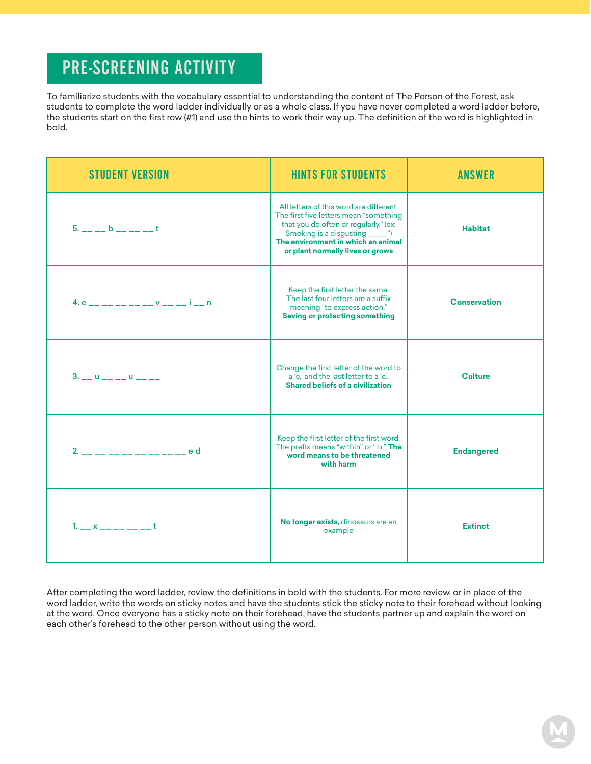## PRE-SCREENING ACTIVITY

To familiarize students with the vocabulary essential to understanding the content of The Person of the Forest, ask students to complete the word ladder individually or as a whole class. If you have never completed a word ladder before, the students start on the first row (#1) and use the hints to work their way up. The definition of the word is highlighted in bold.

| STUDENT VERSION | HINTS FOR STUDENTS | ANSWER |
|---|---|---|
| 5. __ __ b __ __ __ t | All letters of this word are different. The first five letters mean "something that you do often or regularly." (ex: Smoking is a disgusting ____") **The environment in which an animal or plant normally lives or grows** | **Habitat** |
| 4. c __ __ __ __ __ v __ __ i __ n | Keep the first letter the same. The last four letters are a suffix meaning "to express action." **Saving or protecting something** | **Conservation** |
| 3. __ u __ __ u __ __ | Change the first letter of the word to a 'c,' and the last letter to a 'e.' **Shared beliefs of a civilization** | **Culture** |
| 2. __ __ __ __ __ __ __ __ e d | Keep the first letter of the first word. The prefix means "within" or "in." **The word means to be threatened with harm** | **Endangered** |
| 1. __ x __ __ __ __ t | **No longer exists,** dinosaurs are an example | **Extinct** |

After completing the word ladder, review the definitions in bold with the students. For more review, or in place of the word ladder, write the words on sticky notes and have the students stick the sticky note to their forehead without looking at the word. Once everyone has a sticky note on their forehead, have the students partner up and explain the word on each other's forehead to the other person without using the word.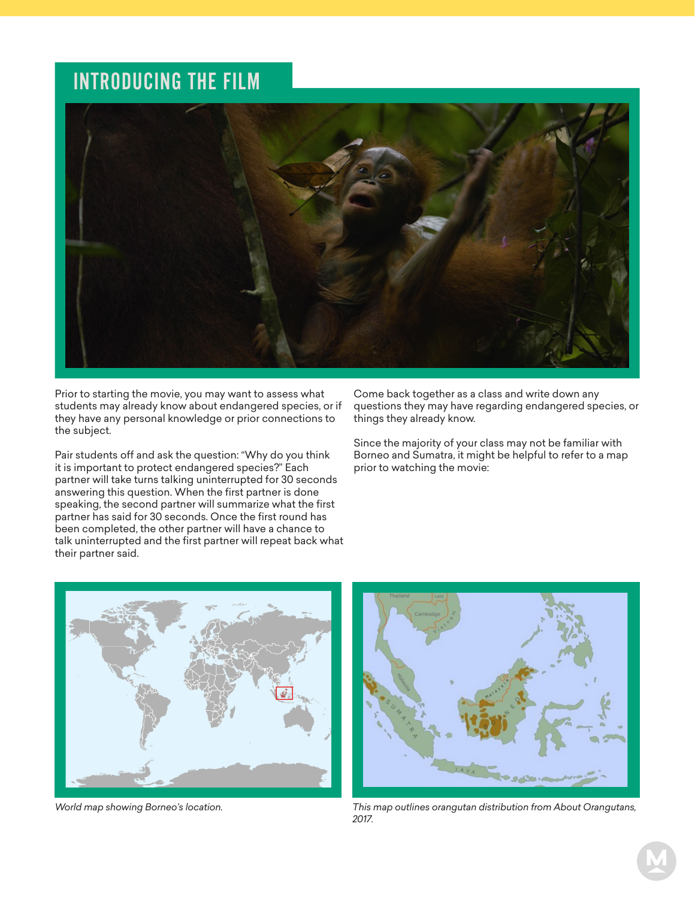# INTRODUCING THE FILM

Prior to starting the movie, you may want to assess what students may already know about endangered species, or if they have any personal knowledge or prior connections to the subject.

Pair students off and ask the question: "Why do you think it is important to protect endangered species?" Each partner will take turns talking uninterrupted for 30 seconds answering this question. When the first partner is done speaking, the second partner will summarize what the first partner has said for 30 seconds. Once the first round has been completed, the other partner will have a chance to talk uninterrupted and the first partner will repeat back what their partner said.

Come back together as a class and write down any questions they may have regarding endangered species, or things they already know.

Since the majority of your class may not be familiar with Borneo and Sumatra, it might be helpful to refer to a map prior to watching the movie:

*World map showing Borneo's location.*

*This map outlines orangutan distribution from About Orangutans, 2017.*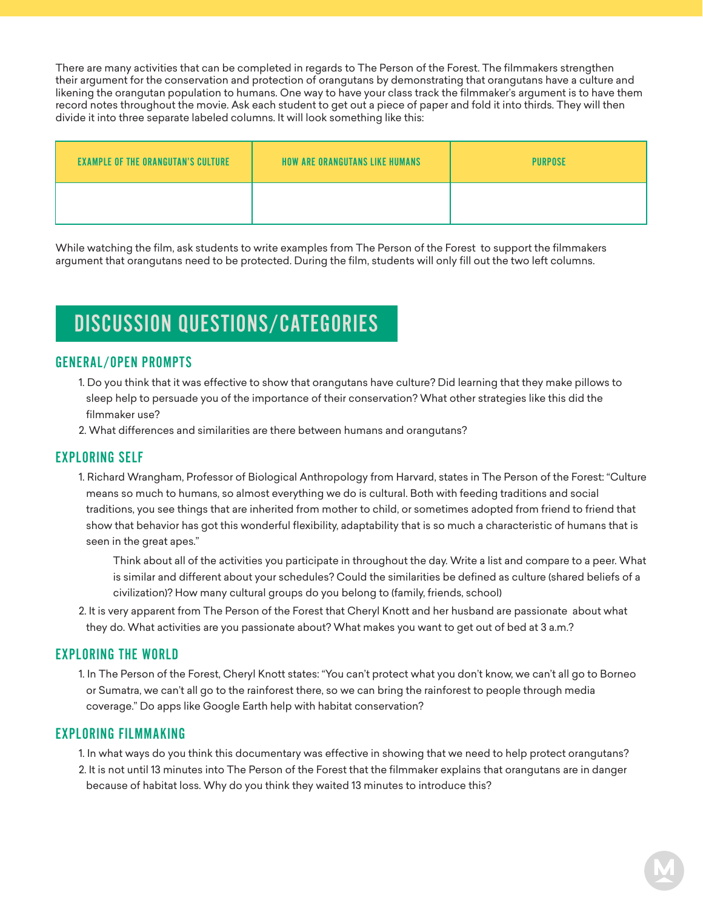There are many activities that can be completed in regards to The Person of the Forest. The filmmakers strengthen their argument for the conservation and protection of orangutans by demonstrating that orangutans have a culture and likening the orangutan population to humans. One way to have your class track the filmmaker's argument is to have them record notes throughout the movie. Ask each student to get out a piece of paper and fold it into thirds. They will then divide it into three separate labeled columns. It will look something like this:

| EXAMPLE OF THE ORANGUTAN'S CULTURE | HOW ARE ORANGUTANS LIKE HUMANS | PURPOSE |
| --- | --- | --- |
| | | |

While watching the film, ask students to write examples from The Person of the Forest to support the filmmakers argument that orangutans need to be protected. During the film, students will only fill out the two left columns.

# DISCUSSION QUESTIONS/CATEGORIES

## GENERAL/OPEN PROMPTS

1. Do you think that it was effective to show that orangutans have culture? Did learning that they make pillows to sleep help to persuade you of the importance of their conservation? What other strategies like this did the filmmaker use?
2. What differences and similarities are there between humans and orangutans?

## EXPLORING SELF

1. Richard Wrangham, Professor of Biological Anthropology from Harvard, states in The Person of the Forest: "Culture means so much to humans, so almost everything we do is cultural. Both with feeding traditions and social traditions, you see things that are inherited from mother to child, or sometimes adopted from friend to friend that show that behavior has got this wonderful flexibility, adaptability that is so much a characteristic of humans that is seen in the great apes."

   Think about all of the activities you participate in throughout the day. Write a list and compare to a peer. What is similar and different about your schedules? Could the similarities be defined as culture (shared beliefs of a civilization)? How many cultural groups do you belong to (family, friends, school)

2. It is very apparent from The Person of the Forest that Cheryl Knott and her husband are passionate about what they do. What activities are you passionate about? What makes you want to get out of bed at 3 a.m.?

## EXPLORING THE WORLD

1. In The Person of the Forest, Cheryl Knott states: "You can't protect what you don't know, we can't all go to Borneo or Sumatra, we can't all go to the rainforest there, so we can bring the rainforest to people through media coverage." Do apps like Google Earth help with habitat conservation?

## EXPLORING FILMMAKING

1. In what ways do you think this documentary was effective in showing that we need to help protect orangutans?
2. It is not until 13 minutes into The Person of the Forest that the filmmaker explains that orangutans are in danger because of habitat loss. Why do you think they waited 13 minutes to introduce this?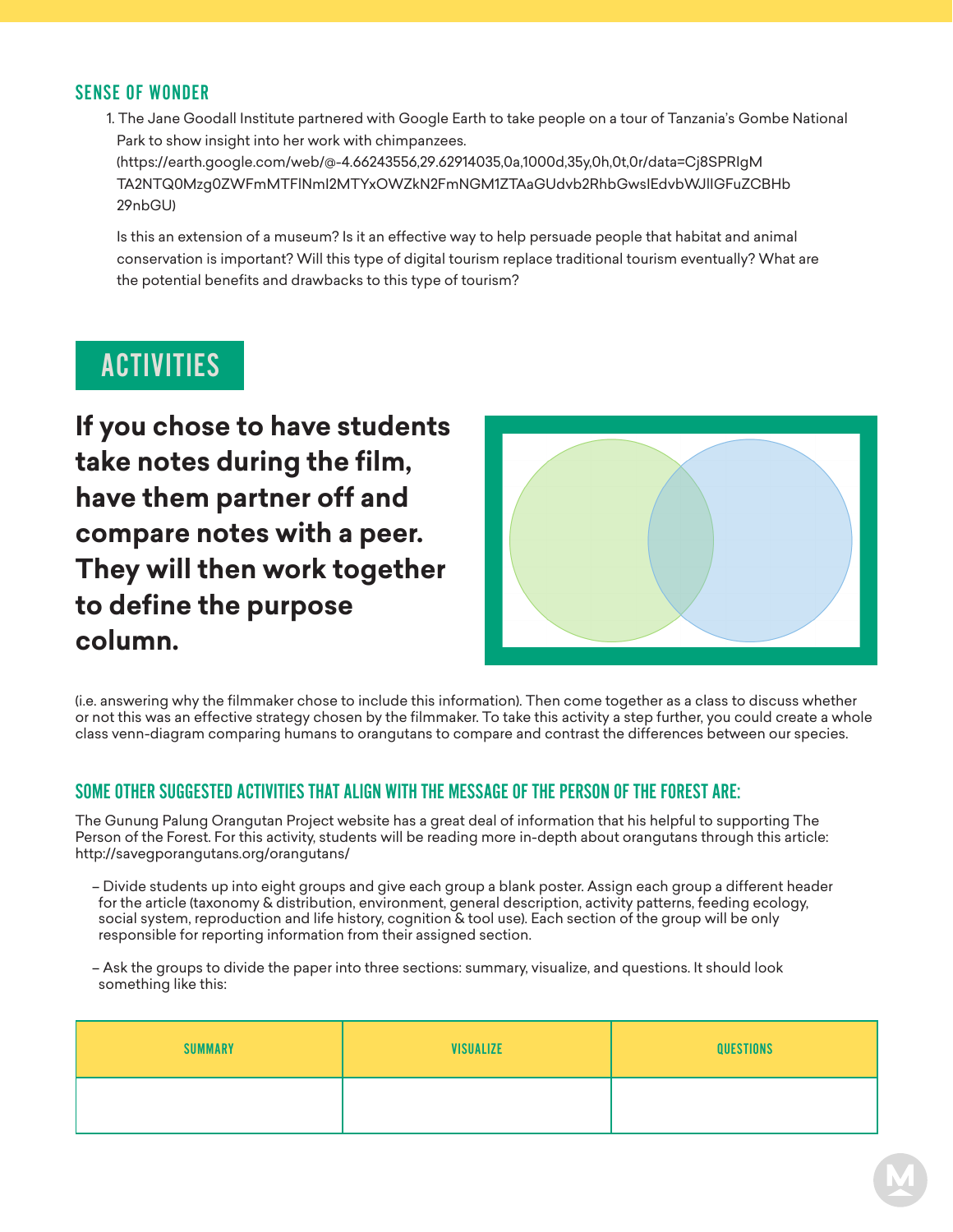## SENSE OF WONDER

1. The Jane Goodall Institute partnered with Google Earth to take people on a tour of Tanzania's Gombe National Park to show insight into her work with chimpanzees. (https://earth.google.com/web/@-4.66243556,29.62914035,0a,1000d,35y,0h,0t,0r/data=Cj8SPRIgM TA2NTQ0Mzg0ZWFmMTFlNmI2MTYxOWZkN2FmNGM1ZTAaGUdvb2RhbGwsIEdvbWJlIGFuZCBHb 29nbGU)

   Is this an extension of a museum? Is it an effective way to help persuade people that habitat and animal conservation is important? Will this type of digital tourism replace traditional tourism eventually? What are the potential benefits and drawbacks to this type of tourism?

# ACTIVITIES

**If you chose to have students take notes during the film, have them partner off and compare notes with a peer. They will then work together to define the purpose column.**

(i.e. answering why the filmmaker chose to include this information). Then come together as a class to discuss whether or not this was an effective strategy chosen by the filmmaker. To take this activity a step further, you could create a whole class venn-diagram comparing humans to orangutans to compare and contrast the differences between our species.

## SOME OTHER SUGGESTED ACTIVITIES THAT ALIGN WITH THE MESSAGE OF THE PERSON OF THE FOREST ARE:

The Gunung Palung Orangutan Project website has a great deal of information that his helpful to supporting The Person of the Forest. For this activity, students will be reading more in-depth about orangutans through this article: http://savegporangutans.org/orangutans/

- Divide students up into eight groups and give each group a blank poster. Assign each group a different header for the article (taxonomy & distribution, environment, general description, activity patterns, feeding ecology, social system, reproduction and life history, cognition & tool use). Each section of the group will be only responsible for reporting information from their assigned section.

- Ask the groups to divide the paper into three sections: summary, visualize, and questions. It should look something like this:

| SUMMARY | VISUALIZE | QUESTIONS |
| --- | --- | --- |
| | | |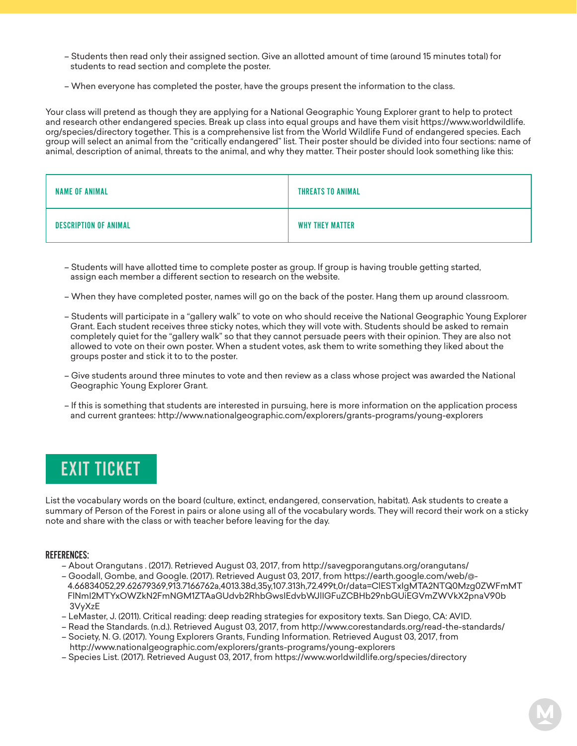- Students then read only their assigned section. Give an allotted amount of time (around 15 minutes total) for students to read section and complete the poster.

- When everyone has completed the poster, have the groups present the information to the class.

Your class will pretend as though they are applying for a National Geographic Young Explorer grant to help to protect and research other endangered species. Break up class into equal groups and have them visit https://www.worldwildlife.org/species/directory together. This is a comprehensive list from the World Wildlife Fund of endangered species. Each group will select an animal from the "critically endangered" list. Their poster should be divided into four sections: name of animal, description of animal, threats to the animal, and why they matter. Their poster should look something like this:

| | |
|---|---|
| NAME OF ANIMAL | THREATS TO ANIMAL |
| DESCRIPTION OF ANIMAL | WHY THEY MATTER |

- Students will have allotted time to complete poster as group. If group is having trouble getting started, assign each member a different section to research on the website.

- When they have completed poster, names will go on the back of the poster. Hang them up around classroom.

- Students will participate in a "gallery walk" to vote on who should receive the National Geographic Young Explorer Grant. Each student receives three sticky notes, which they will vote with. Students should be asked to remain completely quiet for the "gallery walk" so that they cannot persuade peers with their opinion. They are also not allowed to vote on their own poster. When a student votes, ask them to write something they liked about the groups poster and stick it to to the poster.

- Give students around three minutes to vote and then review as a class whose project was awarded the National Geographic Young Explorer Grant.

- If this is something that students are interested in pursuing, here is more information on the application process and current grantees: http://www.nationalgeographic.com/explorers/grants-programs/young-explorers

## EXIT TICKET

List the vocabulary words on the board (culture, extinct, endangered, conservation, habitat). Ask students to create a summary of Person of the Forest in pairs or alone using all of the vocabulary words. They will record their work on a sticky note and share with the class or with teacher before leaving for the day.

### REFERENCES:

- About Orangutans . (2017). Retrieved August 03, 2017, from http://savegporangutans.org/orangutans/
- Goodall, Gombe, and Google. (2017). Retrieved August 03, 2017, from https://earth.google.com/web/@-4.66834052,29.62679369,913.7166762a,4013.38d,35y,107.313h,72.499t,0r/data=ClESTxIgMTA2NTQ0Mzg0ZWFmMTFlNmI2MTYxOWZkN2FmNGM1ZTAaGUdvb2RhbGwsIEdvbWJlIGFuZCBHb29nbGUiEGVmZWVkX2pnaV90b3VyXzE
- LeMaster, J. (2011). Critical reading: deep reading strategies for expository texts. San Diego, CA: AVID.
- Read the Standards. (n.d.). Retrieved August 03, 2017, from http://www.corestandards.org/read-the-standards/
- Society, N. G. (2017). Young Explorers Grants, Funding Information. Retrieved August 03, 2017, from http://www.nationalgeographic.com/explorers/grants-programs/young-explorers
- Species List. (2017). Retrieved August 03, 2017, from https://www.worldwildlife.org/species/directory